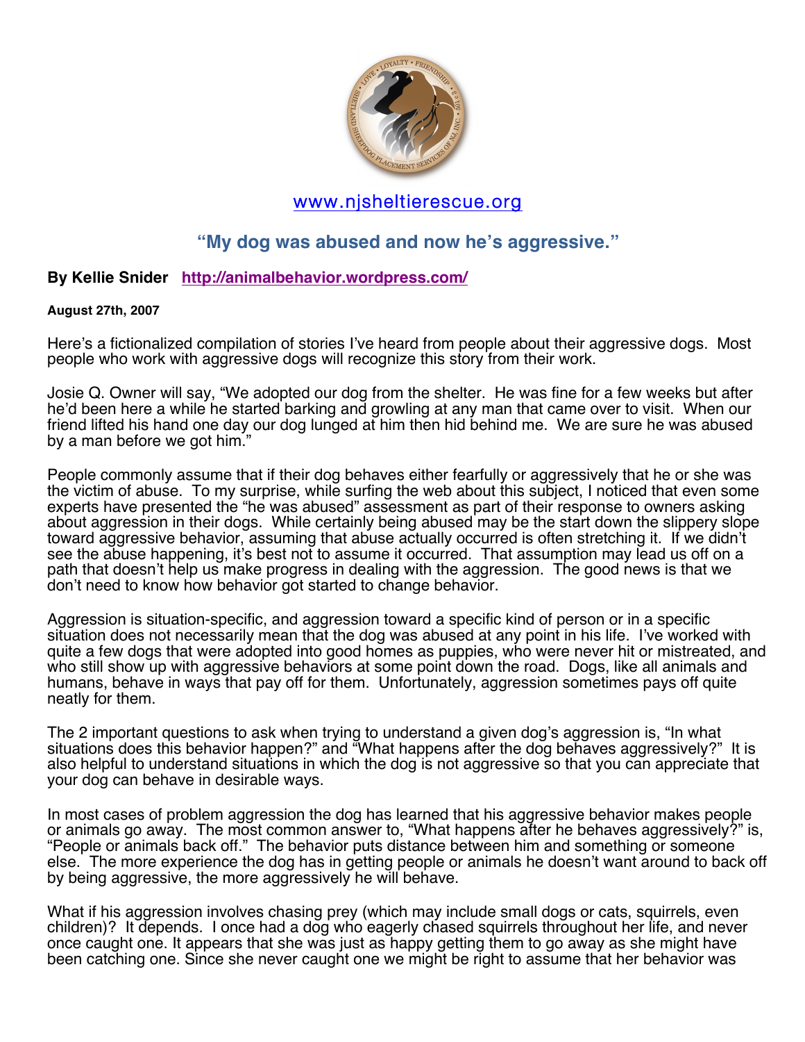www.njsheltierescue.org

# "My dog was abused and now he's aggressive."

**By Kellie Snider** **http://animalbehavior.wordpress.com/**

**August 27th, 2007**

Here's a fictionalized compilation of stories I've heard from people about their aggressive dogs. Most people who work with aggressive dogs will recognize this story from their work.

Josie Q. Owner will say, "We adopted our dog from the shelter. He was fine for a few weeks but after he'd been here a while he started barking and growling at any man that came over to visit. When our friend lifted his hand one day our dog lunged at him then hid behind me. We are sure he was abused by a man before we got him."

People commonly assume that if their dog behaves either fearfully or aggressively that he or she was the victim of abuse. To my surprise, while surfing the web about this subject, I noticed that even some experts have presented the "he was abused" assessment as part of their response to owners asking about aggression in their dogs. While certainly being abused may be the start down the slippery slope toward aggressive behavior, assuming that abuse actually occurred is often stretching it. If we didn't see the abuse happening, it's best not to assume it occurred. That assumption may lead us off on a path that doesn't help us make progress in dealing with the aggression. The good news is that we don't need to know how behavior got started to change behavior.

Aggression is situation-specific, and aggression toward a specific kind of person or in a specific situation does not necessarily mean that the dog was abused at any point in his life. I've worked with quite a few dogs that were adopted into good homes as puppies, who were never hit or mistreated, and who still show up with aggressive behaviors at some point down the road. Dogs, like all animals and humans, behave in ways that pay off for them. Unfortunately, aggression sometimes pays off quite neatly for them.

The 2 important questions to ask when trying to understand a given dog's aggression is, "In what situations does this behavior happen?" and "What happens after the dog behaves aggressively?" It is also helpful to understand situations in which the dog is not aggressive so that you can appreciate that your dog can behave in desirable ways.

In most cases of problem aggression the dog has learned that his aggressive behavior makes people or animals go away. The most common answer to, "What happens after he behaves aggressively?" is, "People or animals back off." The behavior puts distance between him and something or someone else. The more experience the dog has in getting people or animals he doesn't want around to back off by being aggressive, the more aggressively he will behave.

What if his aggression involves chasing prey (which may include small dogs or cats, squirrels, even children)? It depends. I once had a dog who eagerly chased squirrels throughout her life, and never once caught one. It appears that she was just as happy getting them to go away as she might have been catching one. Since she never caught one we might be right to assume that her behavior was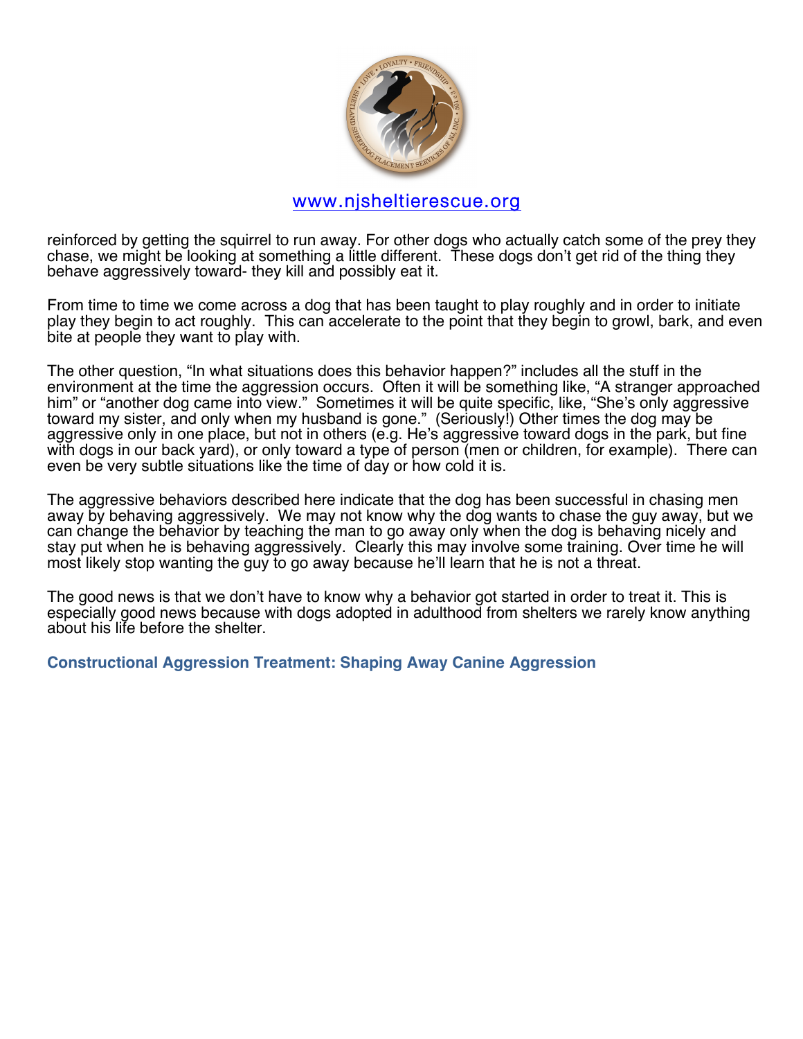www.njshelterescue.org

reinforced by getting the squirrel to run away. For other dogs who actually catch some of the prey they chase, we might be looking at something a little different. These dogs don't get rid of the thing they behave aggressively toward- they kill and possibly eat it.

From time to time we come across a dog that has been taught to play roughly and in order to initiate play they begin to act roughly. This can accelerate to the point that they begin to growl, bark, and even bite at people they want to play with.

The other question, "In what situations does this behavior happen?" includes all the stuff in the environment at the time the aggression occurs. Often it will be something like, "A stranger approached him" or "another dog came into view." Sometimes it will be quite specific, like, "She's only aggressive toward my sister, and only when my husband is gone." (Seriously!) Other times the dog may be aggressive only in one place, but not in others (e.g. He's aggressive toward dogs in the park, but fine with dogs in our back yard), or only toward a type of person (men or children, for example). There can even be very subtle situations like the time of day or how cold it is.

The aggressive behaviors described here indicate that the dog has been successful in chasing men away by behaving aggressively. We may not know why the dog wants to chase the guy away, but we can change the behavior by teaching the man to go away only when the dog is behaving nicely and stay put when he is behaving aggressively. Clearly this may involve some training. Over time he will most likely stop wanting the guy to go away because he'll learn that he is not a threat.

The good news is that we don't have to know why a behavior got started in order to treat it. This is especially good news because with dogs adopted in adulthood from shelters we rarely know anything about his life before the shelter.

**Constructional Aggression Treatment: Shaping Away Canine Aggression**